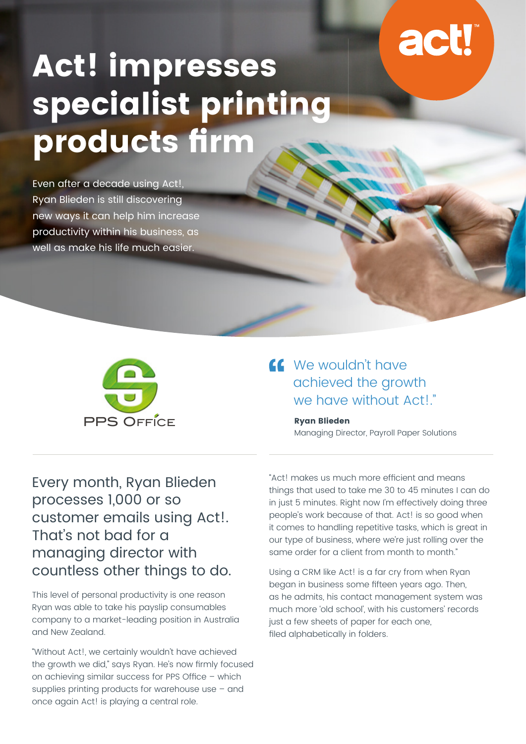# Act! impresses specialist printing products firm

Even after a decade using Act!, Ryan Blieden is still discovering new ways it can help him increase productivity within his business, as well as make his life much easier.

PPS Office

> "We wouldn't have achieved the growth we have without Act!."
>
> **Ryan Blieden**
> Managing Director, Payroll Paper Solutions

## Every month, Ryan Blieden processes 1,000 or so customer emails using Act!. That's not bad for a managing director with countless other things to do.

This level of personal productivity is one reason Ryan was able to take his payslip consumables company to a market-leading position in Australia and New Zealand.

"Without Act!, we certainly wouldn't have achieved the growth we did," says Ryan. He's now firmly focused on achieving similar success for PPS Office – which supplies printing products for warehouse use – and once again Act! is playing a central role.

"Act! makes us much more efficient and means things that used to take me 30 to 45 minutes I can do in just 5 minutes. Right now I'm effectively doing three people's work because of that. Act! is so good when it comes to handling repetitive tasks, which is great in our type of business, where we're just rolling over the same order for a client from month to month."

Using a CRM like Act! is a far cry from when Ryan began in business some fifteen years ago. Then, as he admits, his contact management system was much more 'old school', with his customers' records just a few sheets of paper for each one, filed alphabetically in folders.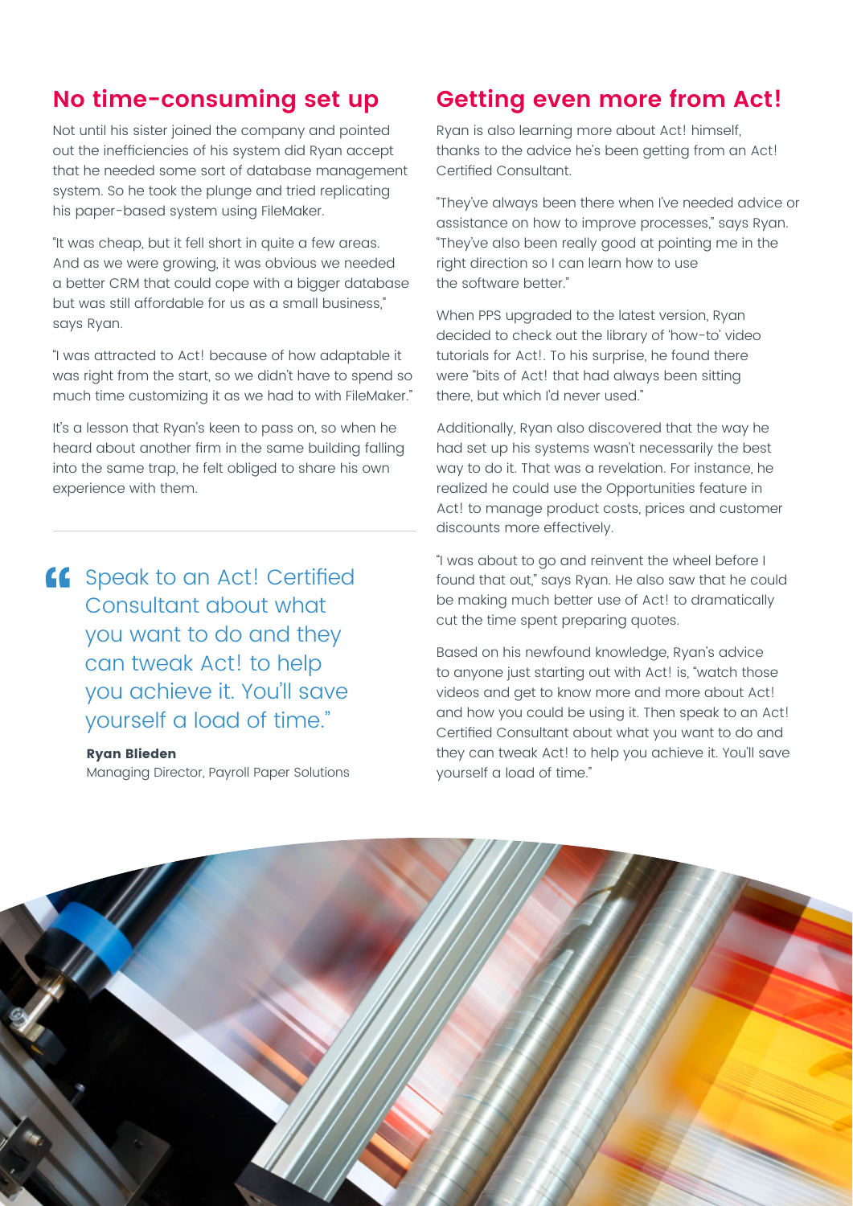## No time-consuming set up

Not until his sister joined the company and pointed out the inefficiencies of his system did Ryan accept that he needed some sort of database management system. So he took the plunge and tried replicating his paper-based system using FileMaker.

"It was cheap, but it fell short in quite a few areas. And as we were growing, it was obvious we needed a better CRM that could cope with a bigger database but was still affordable for us as a small business," says Ryan.

"I was attracted to Act! because of how adaptable it was right from the start, so we didn't have to spend so much time customizing it as we had to with FileMaker."

It's a lesson that Ryan's keen to pass on, so when he heard about another firm in the same building falling into the same trap, he felt obliged to share his own experience with them.

> "Speak to an Act! Certified Consultant about what you want to do and they can tweak Act! to help you achieve it. You'll save yourself a load of time."
>
> **Ryan Blieden**
> Managing Director, Payroll Paper Solutions

## Getting even more from Act!

Ryan is also learning more about Act! himself, thanks to the advice he's been getting from an Act! Certified Consultant.

"They've always been there when I've needed advice or assistance on how to improve processes," says Ryan. "They've also been really good at pointing me in the right direction so I can learn how to use the software better."

When PPS upgraded to the latest version, Ryan decided to check out the library of 'how-to' video tutorials for Act!. To his surprise, he found there were "bits of Act! that had always been sitting there, but which I'd never used."

Additionally, Ryan also discovered that the way he had set up his systems wasn't necessarily the best way to do it. That was a revelation. For instance, he realized he could use the Opportunities feature in Act! to manage product costs, prices and customer discounts more effectively.

"I was about to go and reinvent the wheel before I found that out," says Ryan. He also saw that he could be making much better use of Act! to dramatically cut the time spent preparing quotes.

Based on his newfound knowledge, Ryan's advice to anyone just starting out with Act! is, "watch those videos and get to know more and more about Act! and how you could be using it. Then speak to an Act! Certified Consultant about what you want to do and they can tweak Act! to help you achieve it. You'll save yourself a load of time."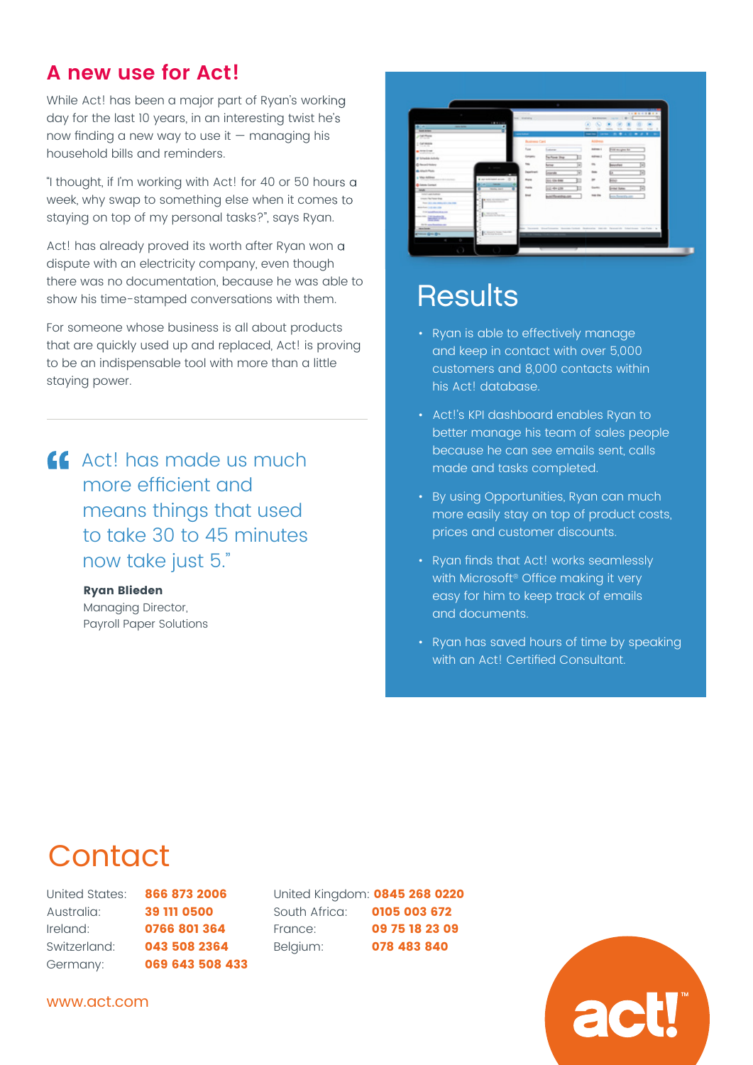## A new use for Act!

While Act! has been a major part of Ryan's working day for the last 10 years, in an interesting twist he's now finding a new way to use it — managing his household bills and reminders.

"I thought, if I'm working with Act! for 40 or 50 hours a week, why swap to something else when it comes to staying on top of my personal tasks?", says Ryan.

Act! has already proved its worth after Ryan won a dispute with an electricity company, even though there was no documentation, because he was able to show his time-stamped conversations with them.

For someone whose business is all about products that are quickly used up and replaced, Act! is proving to be an indispensable tool with more than a little staying power.

> "Act! has made us much more efficient and means things that used to take 30 to 45 minutes now take just 5."
>
> **Ryan Blieden**
> Managing Director,
> Payroll Paper Solutions

## Results

- Ryan is able to effectively manage and keep in contact with over 5,000 customers and 8,000 contacts within his Act! database.
- Act!'s KPI dashboard enables Ryan to better manage his team of sales people because he can see emails sent, calls made and tasks completed.
- By using Opportunities, Ryan can much more easily stay on top of product costs, prices and customer discounts.
- Ryan finds that Act! works seamlessly with Microsoft® Office making it very easy for him to keep track of emails and documents.
- Ryan has saved hours of time by speaking with an Act! Certified Consultant.

## Contact

| | |
|---|---|
| United States: | **866 873 2006** |
| Australia: | **39 111 0500** |
| Ireland: | **0766 801 364** |
| Switzerland: | **043 508 2364** |
| Germany: | **069 643 508 433** |
| United Kingdom: | **0845 268 0220** |
| South Africa: | **0105 003 672** |
| France: | **09 75 18 23 09** |
| Belgium: | **078 483 840** |

www.act.com

act!™